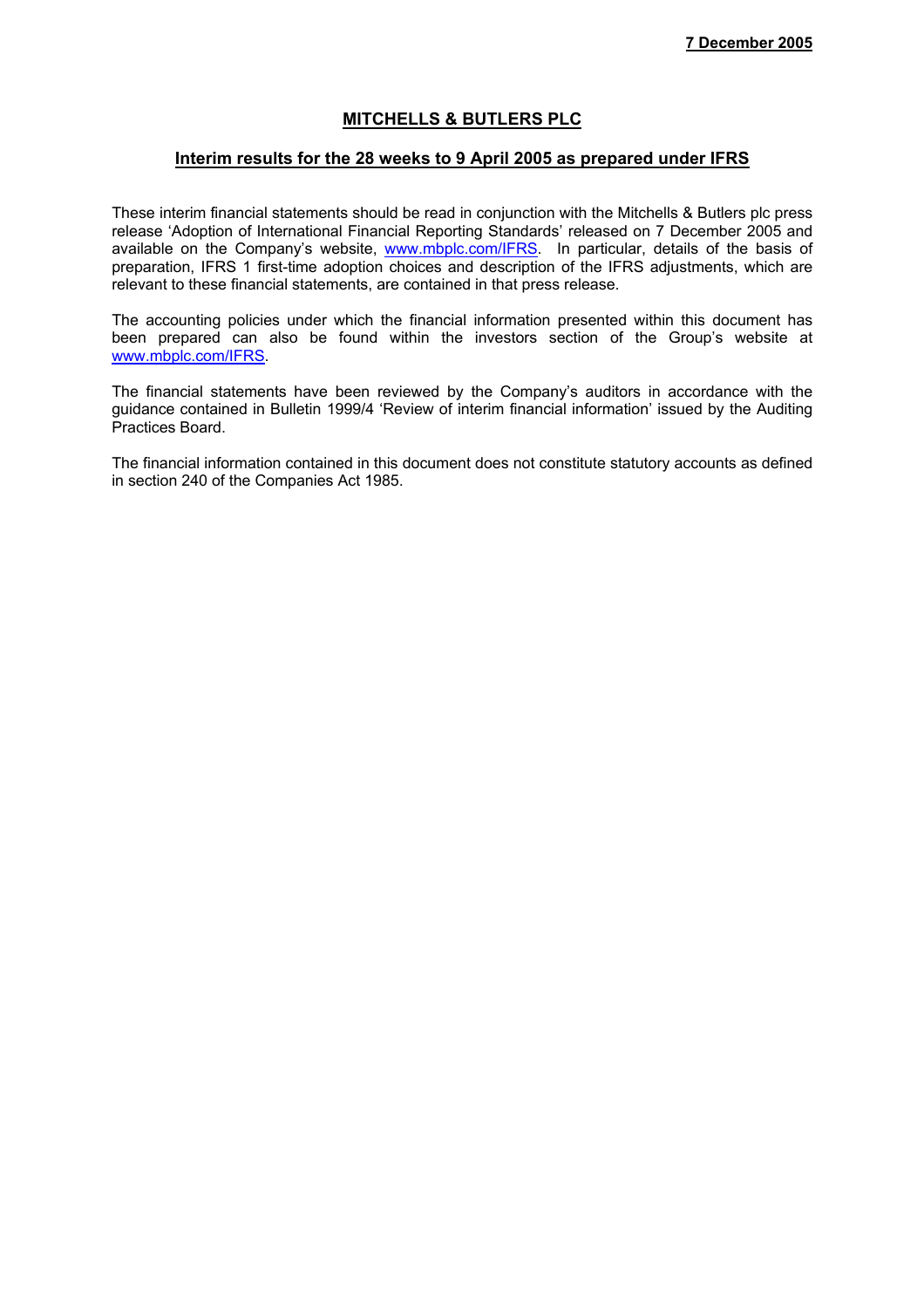**7 December 2005**

# MITCHELLS & BUTLERS PLC

## Interim results for the 28 weeks to 9 April 2005 as prepared under IFRS

These interim financial statements should be read in conjunction with the Mitchells & Butlers plc press release 'Adoption of International Financial Reporting Standards' released on 7 December 2005 and available on the Company's website, www.mbplc.com/IFRS. In particular, details of the basis of preparation, IFRS 1 first-time adoption choices and description of the IFRS adjustments, which are relevant to these financial statements, are contained in that press release.

The accounting policies under which the financial information presented within this document has been prepared can also be found within the investors section of the Group's website at www.mbplc.com/IFRS.

The financial statements have been reviewed by the Company's auditors in accordance with the guidance contained in Bulletin 1999/4 'Review of interim financial information' issued by the Auditing Practices Board.

The financial information contained in this document does not constitute statutory accounts as defined in section 240 of the Companies Act 1985.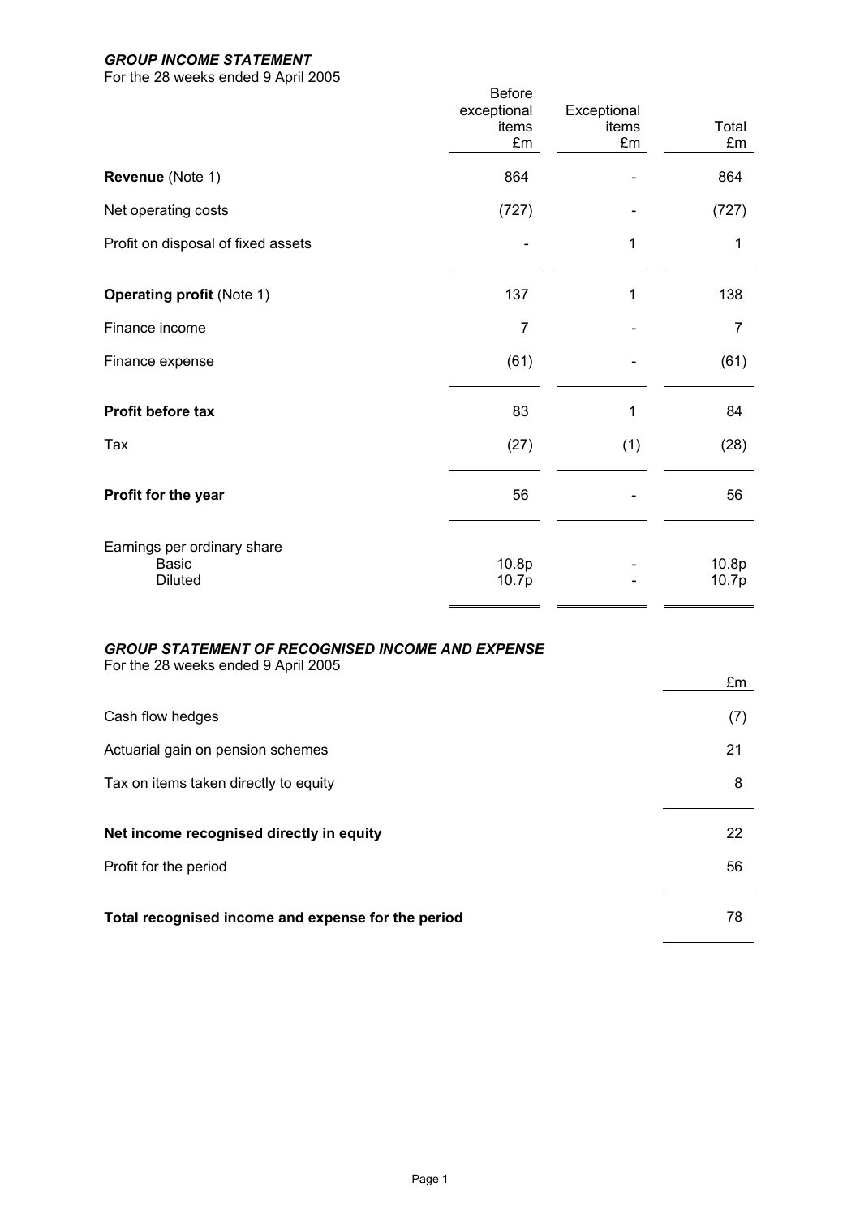### *GROUP INCOME STATEMENT*

For the 28 weeks ended 9 April 2005

| | Before exceptional items £m | Exceptional items £m | Total £m |
|---|---|---|---|
| **Revenue** (Note 1) | 864 | - | 864 |
| Net operating costs | (727) | - | (727) |
| Profit on disposal of fixed assets | - | 1 | 1 |
| **Operating profit** (Note 1) | 137 | 1 | 138 |
| Finance income | 7 | - | 7 |
| Finance expense | (61) | - | (61) |
| **Profit before tax** | 83 | 1 | 84 |
| Tax | (27) | (1) | (28) |
| **Profit for the year** | 56 | - | 56 |
| Earnings per ordinary share | | | |
| Basic | 10.8p | - | 10.8p |
| Diluted | 10.7p | - | 10.7p |

### *GROUP STATEMENT OF RECOGNISED INCOME AND EXPENSE*

For the 28 weeks ended 9 April 2005

| | £m |
|---|---|
| Cash flow hedges | (7) |
| Actuarial gain on pension schemes | 21 |
| Tax on items taken directly to equity | 8 |
| **Net income recognised directly in equity** | 22 |
| Profit for the period | 56 |
| **Total recognised income and expense for the period** | 78 |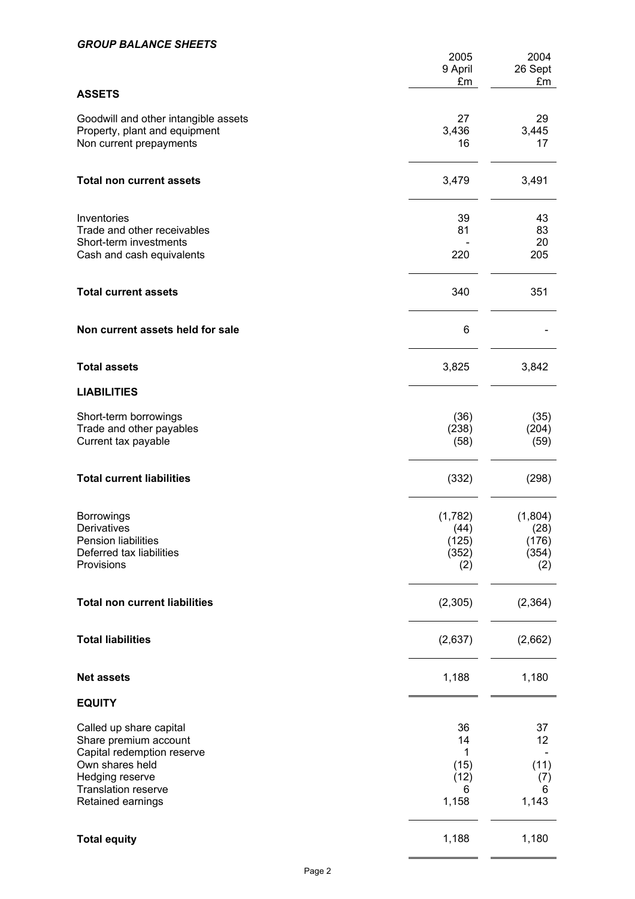***GROUP BALANCE SHEETS***

| | 2005<br>9 April<br>£m | 2004<br>26 Sept<br>£m |
|---|---|---|
| **ASSETS** | | |
| Goodwill and other intangible assets | 27 | 29 |
| Property, plant and equipment | 3,436 | 3,445 |
| Non current prepayments | 16 | 17 |
| **Total non current assets** | 3,479 | 3,491 |
| Inventories | 39 | 43 |
| Trade and other receivables | 81 | 83 |
| Short-term investments | - | 20 |
| Cash and cash equivalents | 220 | 205 |
| **Total current assets** | 340 | 351 |
| **Non current assets held for sale** | 6 | - |
| **Total assets** | 3,825 | 3,842 |
| **LIABILITIES** | | |
| Short-term borrowings | (36) | (35) |
| Trade and other payables | (238) | (204) |
| Current tax payable | (58) | (59) |
| **Total current liabilities** | (332) | (298) |
| Borrowings | (1,782) | (1,804) |
| Derivatives | (44) | (28) |
| Pension liabilities | (125) | (176) |
| Deferred tax liabilities | (352) | (354) |
| Provisions | (2) | (2) |
| **Total non current liabilities** | (2,305) | (2,364) |
| **Total liabilities** | (2,637) | (2,662) |
| **Net assets** | 1,188 | 1,180 |
| **EQUITY** | | |
| Called up share capital | 36 | 37 |
| Share premium account | 14 | 12 |
| Capital redemption reserve | 1 | - |
| Own shares held | (15) | (11) |
| Hedging reserve | (12) | (7) |
| Translation reserve | 6 | 6 |
| Retained earnings | 1,158 | 1,143 |
| **Total equity** | 1,188 | 1,180 |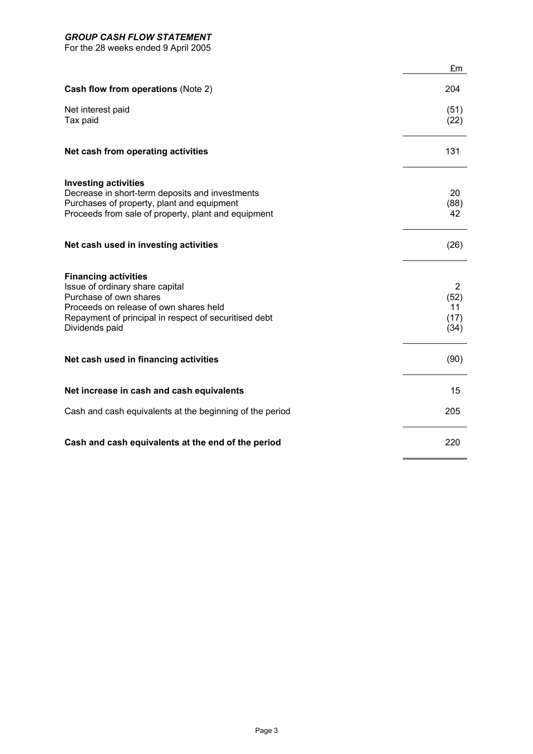***GROUP CASH FLOW STATEMENT***

For the 28 weeks ended 9 April 2005

| | £m |
|---|---|
| **Cash flow from operations** (Note 2) | 204 |
| Net interest paid | (51) |
| Tax paid | (22) |
| **Net cash from operating activities** | 131 |
| **Investing activities** | |
| Decrease in short-term deposits and investments | 20 |
| Purchases of property, plant and equipment | (88) |
| Proceeds from sale of property, plant and equipment | 42 |
| **Net cash used in investing activities** | (26) |
| **Financing activities** | |
| Issue of ordinary share capital | 2 |
| Purchase of own shares | (52) |
| Proceeds on release of own shares held | 11 |
| Repayment of principal in respect of securitised debt | (17) |
| Dividends paid | (34) |
| **Net cash used in financing activities** | (90) |
| **Net increase in cash and cash equivalents** | 15 |
| Cash and cash equivalents at the beginning of the period | 205 |
| **Cash and cash equivalents at the end of the period** | 220 |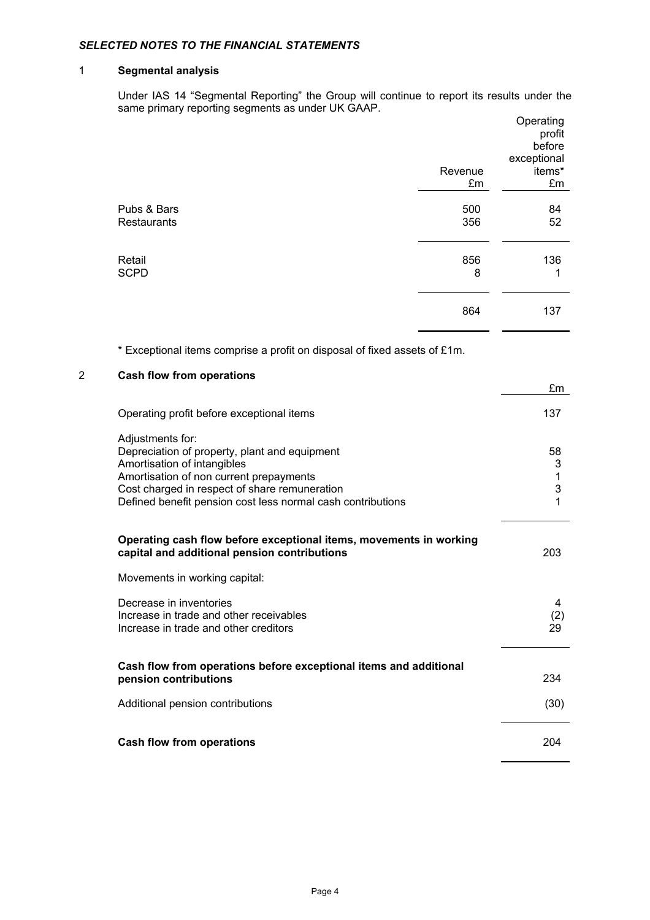***SELECTED NOTES TO THE FINANCIAL STATEMENTS***

## 1 Segmental analysis

Under IAS 14 "Segmental Reporting" the Group will continue to report its results under the same primary reporting segments as under UK GAAP.

| | Revenue £m | Operating profit before exceptional items* £m |
|---|---|---|
| Pubs & Bars | 500 | 84 |
| Restaurants | 356 | 52 |
| Retail | 856 | 136 |
| SCPD | 8 | 1 |
| | 864 | 137 |

\* Exceptional items comprise a profit on disposal of fixed assets of £1m.

## 2 Cash flow from operations

| | £m |
|---|---|
| Operating profit before exceptional items | 137 |
| Adjustments for: | |
| Depreciation of property, plant and equipment | 58 |
| Amortisation of intangibles | 3 |
| Amortisation of non current prepayments | 1 |
| Cost charged in respect of share remuneration | 3 |
| Defined benefit pension cost less normal cash contributions | 1 |
| **Operating cash flow before exceptional items, movements in working capital and additional pension contributions** | 203 |
| Movements in working capital: | |
| Decrease in inventories | 4 |
| Increase in trade and other receivables | (2) |
| Increase in trade and other creditors | 29 |
| **Cash flow from operations before exceptional items and additional pension contributions** | 234 |
| Additional pension contributions | (30) |
| **Cash flow from operations** | 204 |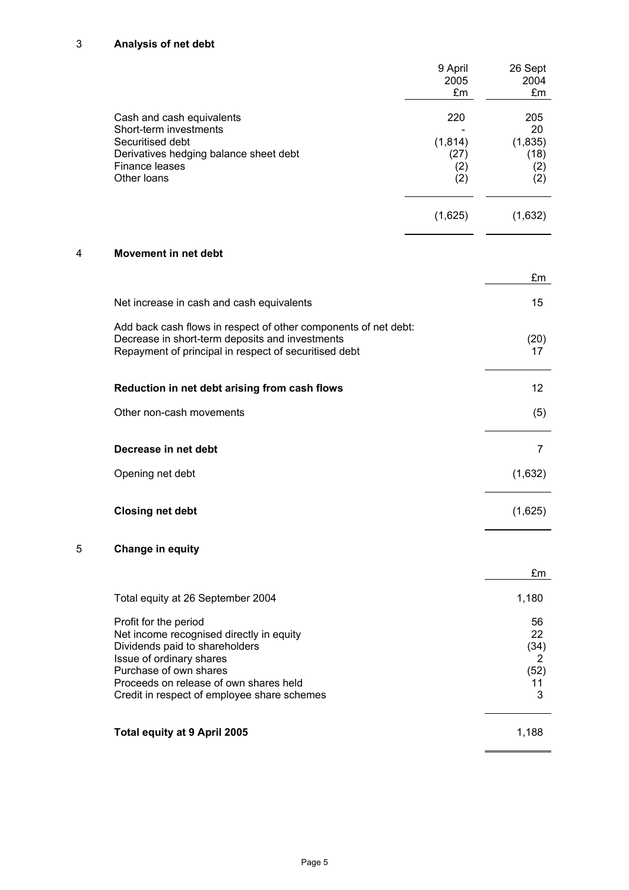## 3 Analysis of net debt

| | 9 April 2005 £m | 26 Sept 2004 £m |
|---|---|---|
| Cash and cash equivalents | 220 | 205 |
| Short-term investments | - | 20 |
| Securitised debt | (1,814) | (1,835) |
| Derivatives hedging balance sheet debt | (27) | (18) |
| Finance leases | (2) | (2) |
| Other loans | (2) | (2) |
| | (1,625) | (1,632) |

## 4 Movement in net debt

| | £m |
|---|---|
| Net increase in cash and cash equivalents | 15 |
| Add back cash flows in respect of other components of net debt: | |
| Decrease in short-term deposits and investments | (20) |
| Repayment of principal in respect of securitised debt | 17 |
| **Reduction in net debt arising from cash flows** | 12 |
| Other non-cash movements | (5) |
| **Decrease in net debt** | 7 |
| Opening net debt | (1,632) |
| **Closing net debt** | (1,625) |

## 5 Change in equity

| | £m |
|---|---|
| Total equity at 26 September 2004 | 1,180 |
| Profit for the period | 56 |
| Net income recognised directly in equity | 22 |
| Dividends paid to shareholders | (34) |
| Issue of ordinary shares | 2 |
| Purchase of own shares | (52) |
| Proceeds on release of own shares held | 11 |
| Credit in respect of employee share schemes | 3 |
| **Total equity at 9 April 2005** | 1,188 |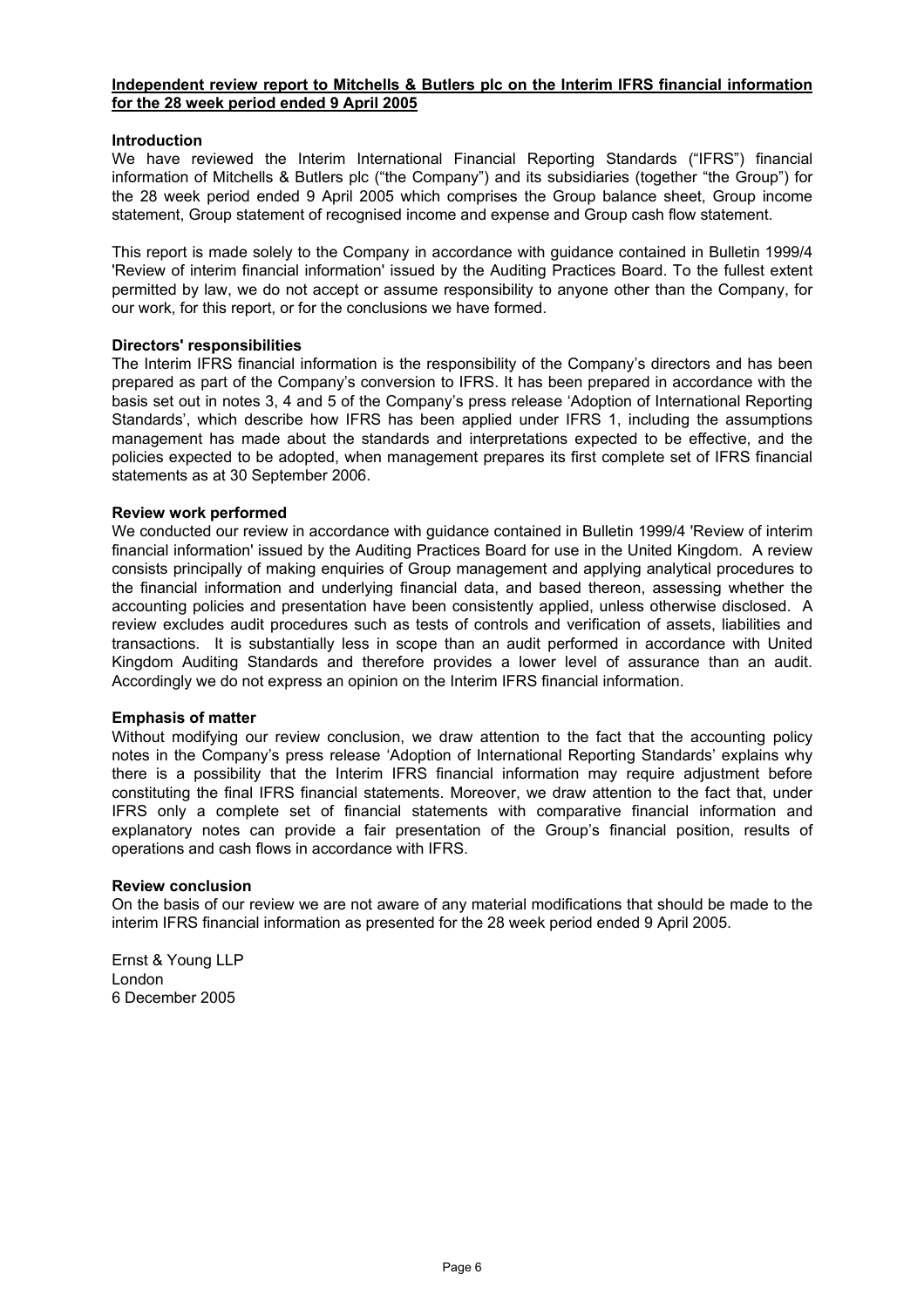**Independent review report to Mitchells & Butlers plc on the Interim IFRS financial information for the 28 week period ended 9 April 2005**

**Introduction**

We have reviewed the Interim International Financial Reporting Standards ("IFRS") financial information of Mitchells & Butlers plc ("the Company") and its subsidiaries (together "the Group") for the 28 week period ended 9 April 2005 which comprises the Group balance sheet, Group income statement, Group statement of recognised income and expense and Group cash flow statement.

This report is made solely to the Company in accordance with guidance contained in Bulletin 1999/4 'Review of interim financial information' issued by the Auditing Practices Board. To the fullest extent permitted by law, we do not accept or assume responsibility to anyone other than the Company, for our work, for this report, or for the conclusions we have formed.

**Directors' responsibilities**

The Interim IFRS financial information is the responsibility of the Company's directors and has been prepared as part of the Company's conversion to IFRS. It has been prepared in accordance with the basis set out in notes 3, 4 and 5 of the Company's press release 'Adoption of International Reporting Standards', which describe how IFRS has been applied under IFRS 1, including the assumptions management has made about the standards and interpretations expected to be effective, and the policies expected to be adopted, when management prepares its first complete set of IFRS financial statements as at 30 September 2006.

**Review work performed**

We conducted our review in accordance with guidance contained in Bulletin 1999/4 'Review of interim financial information' issued by the Auditing Practices Board for use in the United Kingdom. A review consists principally of making enquiries of Group management and applying analytical procedures to the financial information and underlying financial data, and based thereon, assessing whether the accounting policies and presentation have been consistently applied, unless otherwise disclosed. A review excludes audit procedures such as tests of controls and verification of assets, liabilities and transactions. It is substantially less in scope than an audit performed in accordance with United Kingdom Auditing Standards and therefore provides a lower level of assurance than an audit. Accordingly we do not express an opinion on the Interim IFRS financial information.

**Emphasis of matter**

Without modifying our review conclusion, we draw attention to the fact that the accounting policy notes in the Company's press release 'Adoption of International Reporting Standards' explains why there is a possibility that the Interim IFRS financial information may require adjustment before constituting the final IFRS financial statements. Moreover, we draw attention to the fact that, under IFRS only a complete set of financial statements with comparative financial information and explanatory notes can provide a fair presentation of the Group's financial position, results of operations and cash flows in accordance with IFRS.

**Review conclusion**

On the basis of our review we are not aware of any material modifications that should be made to the interim IFRS financial information as presented for the 28 week period ended 9 April 2005.

Ernst & Young LLP
London
6 December 2005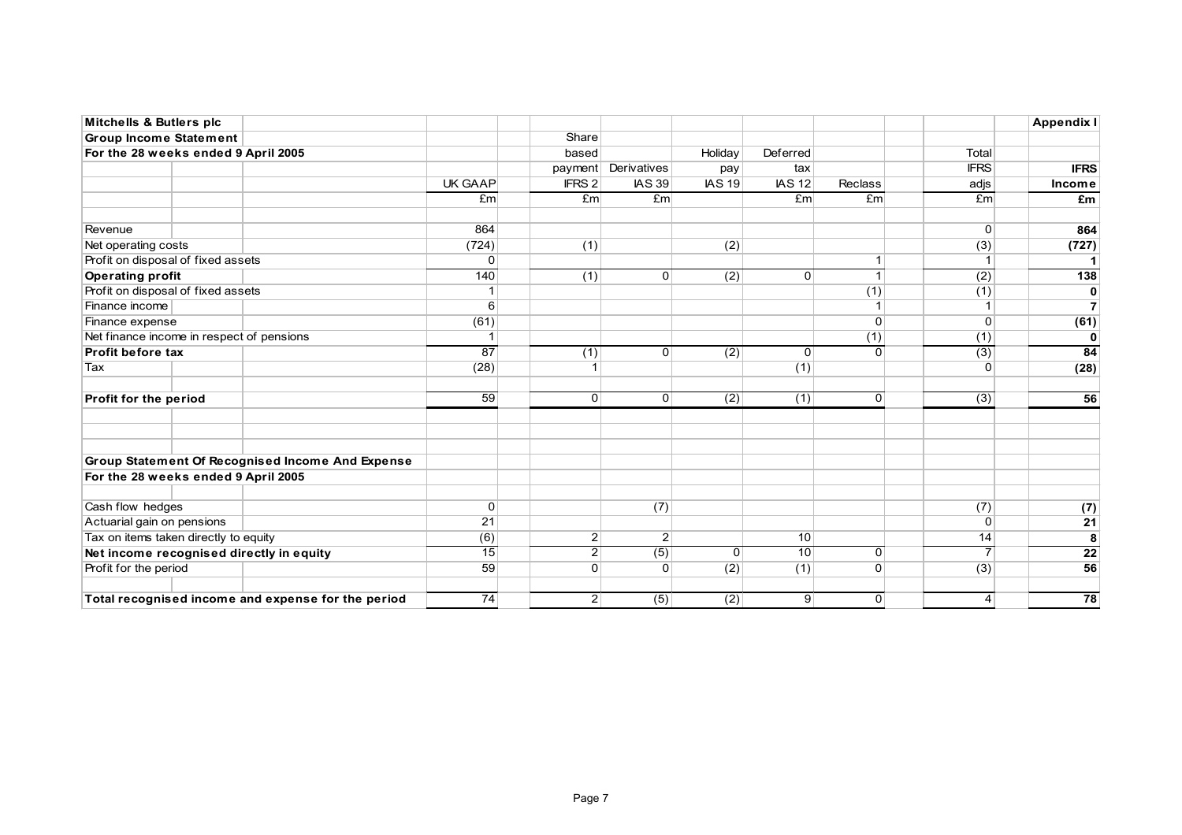**Mitchells & Butlers plc** **Appendix I**

**Group Income Statement**

**For the 28 weeks ended 9 April 2005**

| | UK GAAP | Share based payment IFRS 2 | Derivatives IAS 39 | Holiday pay IAS 19 | Deferred tax IAS 12 | Reclass | Total IFRS adjs | IFRS Income |
|---|---|---|---|---|---|---|---|---|
| | £m | £m | £m | | £m | £m | £m | £m |
| Revenue | 864 | | | | | | 0 | **864** |
| Net operating costs | (724) | (1) | | (2) | | | (3) | **(727)** |
| Profit on disposal of fixed assets | 0 | | | | | 1 | 1 | **1** |
| **Operating profit** | 140 | (1) | 0 | (2) | 0 | 1 | (2) | **138** |
| Profit on disposal of fixed assets | 1 | | | | | (1) | (1) | **0** |
| Finance income | 6 | | | | | 1 | 1 | **7** |
| Finance expense | (61) | | | | | 0 | 0 | **(61)** |
| Net finance income in respect of pensions | 1 | | | | | (1) | (1) | **0** |
| **Profit before tax** | 87 | (1) | 0 | (2) | 0 | 0 | (3) | **84** |
| Tax | (28) | 1 | | | (1) | | 0 | **(28)** |
| **Profit for the period** | 59 | 0 | 0 | (2) | (1) | 0 | (3) | **56** |

**Group Statement Of Recognised Income And Expense**

**For the 28 weeks ended 9 April 2005**

| | UK GAAP | Share based payment IFRS 2 | Derivatives IAS 39 | Holiday pay IAS 19 | Deferred tax IAS 12 | Reclass | Total IFRS adjs | IFRS Income |
|---|---|---|---|---|---|---|---|---|
| Cash flow hedges | 0 | | (7) | | | | (7) | **(7)** |
| Actuarial gain on pensions | 21 | | | | | | 0 | **21** |
| Tax on items taken directly to equity | (6) | 2 | 2 | | 10 | | 14 | **8** |
| **Net income recognised directly in equity** | 15 | 2 | (5) | 0 | 10 | 0 | 7 | **22** |
| Profit for the period | 59 | 0 | 0 | (2) | (1) | 0 | (3) | **56** |
| **Total recognised income and expense for the period** | 74 | 2 | (5) | (2) | 9 | 0 | 4 | **78** |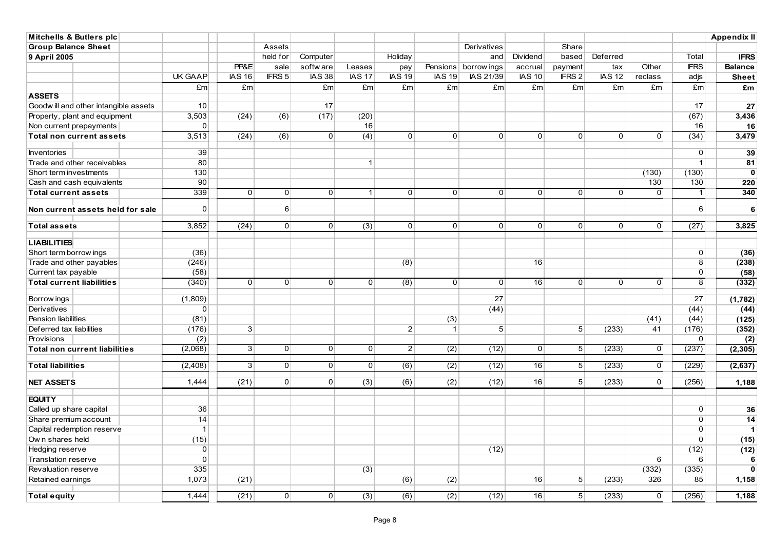| Mitchells & Butlers plc | | | | | | | | | | | | | | | Appendix II |
|---|---|---|---|---|---|---|---|---|---|---|---|---|---|---|---|
| Group Balance Sheet | | | Assets | | | | | | Derivatives | | Share | | | | |
| 9 April 2005 | | | held for | Computer | | Holiday | | | and | Dividend | based | Deferred | | Total | IFRS |
| | | PP&E | sale | software | Leases | pay | Pensions | | borrowings | accrual | payment | tax | Other | IFRS | Balance |
| | UK GAAP | IAS 16 | IFRS 5 | IAS 38 | IAS 17 | IAS 19 | IAS 19 | | IAS 21/39 | IAS 10 | IFRS 2 | IAS 12 | reclass | adjs | Sheet |
| | £m | £m | | £m | £m | £m | £m | | £m | £m | £m | £m | £m | £m | £m |
| **ASSETS** | | | | | | | | | | | | | | | |
| Goodwill and other intangible assets | 10 | | | 17 | | | | | | | | | | 17 | 27 |
| Property, plant and equipment | 3,503 | (24) | (6) | (17) | (20) | | | | | | | | | (67) | 3,436 |
| Non current prepayments | 0 | | | | 16 | | | | | | | | | 16 | 16 |
| **Total non current assets** | 3,513 | (24) | (6) | 0 | (4) | 0 | 0 | | 0 | 0 | 0 | 0 | 0 | (34) | 3,479 |
| Inventories | 39 | | | | | | | | | | | | | 0 | 39 |
| Trade and other receivables | 80 | | | | 1 | | | | | | | | | 1 | 81 |
| Short term investments | 130 | | | | | | | | | | | | (130) | (130) | 0 |
| Cash and cash equivalents | 90 | | | | | | | | | | | | 130 | 130 | 220 |
| **Total current assets** | 339 | 0 | 0 | 0 | 1 | 0 | 0 | | 0 | 0 | 0 | 0 | 0 | 1 | 340 |
| **Non current assets held for sale** | 0 | | 6 | | | | | | | | | | | 6 | 6 |
| **Total assets** | 3,852 | (24) | 0 | 0 | (3) | 0 | 0 | | 0 | 0 | 0 | 0 | 0 | (27) | 3,825 |
| **LIABILITIES** | | | | | | | | | | | | | | | |
| Short term borrowings | (36) | | | | | | | | | | | | | 0 | (36) |
| Trade and other payables | (246) | | | | | (8) | | | | 16 | | | | 8 | (238) |
| Current tax payable | (58) | | | | | | | | | | | | | 0 | (58) |
| **Total current liabilities** | (340) | 0 | 0 | 0 | 0 | (8) | 0 | | 0 | 16 | 0 | 0 | 0 | 8 | (332) |
| Borrowings | (1,809) | | | | | | | | 27 | | | | | 27 | (1,782) |
| Derivatives | 0 | | | | | | | | (44) | | | | | (44) | (44) |
| Pension liabilities | (81) | | | | | | (3) | | | | | | (41) | (44) | (125) |
| Deferred tax liabilities | (176) | 3 | | | | 2 | 1 | | 5 | | 5 | (233) | 41 | (176) | (352) |
| Provisions | (2) | | | | | | | | | | | | | 0 | (2) |
| **Total non current liabilities** | (2,068) | 3 | 0 | 0 | 0 | 2 | (2) | | (12) | 0 | 5 | (233) | 0 | (237) | (2,305) |
| **Total liabilities** | (2,408) | 3 | 0 | 0 | 0 | (6) | (2) | | (12) | 16 | 5 | (233) | 0 | (229) | (2,637) |
| **NET ASSETS** | 1,444 | (21) | 0 | 0 | (3) | (6) | (2) | | (12) | 16 | 5 | (233) | 0 | (256) | 1,188 |
| **EQUITY** | | | | | | | | | | | | | | | |
| Called up share capital | 36 | | | | | | | | | | | | | 0 | 36 |
| Share premium account | 14 | | | | | | | | | | | | | 0 | 14 |
| Capital redemption reserve | 1 | | | | | | | | | | | | | 0 | 1 |
| Own shares held | (15) | | | | | | | | | | | | | 0 | (15) |
| Hedging reserve | 0 | | | | | | | | (12) | | | | | (12) | (12) |
| Translation reserve | 0 | | | | | | | | | | | | 6 | 6 | 6 |
| Revaluation reserve | 335 | | | | (3) | | | | | | | | (332) | (335) | 0 |
| Retained earnings | 1,073 | (21) | | | | (6) | (2) | | | 16 | 5 | (233) | 326 | 85 | 1,158 |
| **Total equity** | 1,444 | (21) | 0 | 0 | (3) | (6) | (2) | | (12) | 16 | 5 | (233) | 0 | (256) | 1,188 |